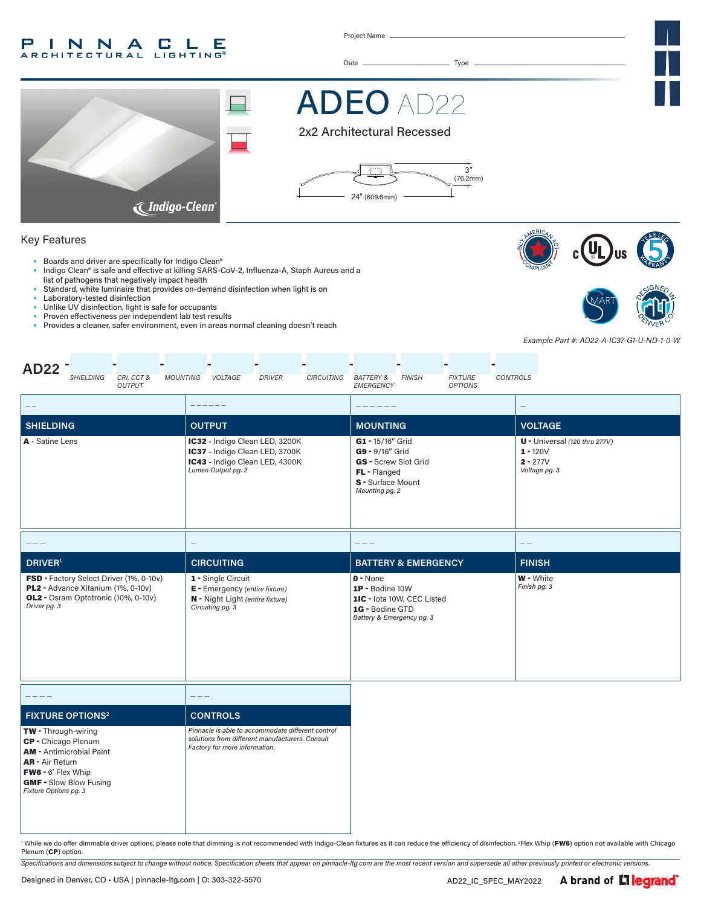PINNACLE ARCHITECTURAL LIGHTING®

Project Name

Date                    Type

# ADEO AD22

## 2x2 Architectural Recessed

3" (76.2mm)

24" (609.6mm)

Indigo-Clean®

## Key Features

- Boards and driver are specifically for Indigo Clean®
- Indigo Clean® is safe and effective at killing SARS-CoV-2, Influenza-A, Staph Aureus and a list of pathogens that negatively impact health
- Standard, white luminaire that provides on-demand disinfection when light is on
- Laboratory-tested disinfection
- Unlike UV disinfection, light is safe for occupants
- Proven effectiveness per independent lab test results
- Provides a cleaner, safer environment, even in areas normal cleaning doesn't reach

*Example Part #: AD22-A-IC37-G1-U-ND-1-0-W*

**AD22** - SHIELDING - CRI, CCT & OUTPUT - MOUNTING - VOLTAGE - DRIVER - CIRCUITING - BATTERY & EMERGENCY - FINISH - FIXTURE OPTIONS - CONTROLS

| SHIELDING | OUTPUT | MOUNTING | VOLTAGE |
|---|---|---|---|
| **A** - Satine Lens | **IC32** - Indigo Clean LED, 3200K<br>**IC37** - Indigo Clean LED, 3700K<br>**IC43** - Indigo Clean LED, 4300K<br>*Lumen Output pg. 2* | **G1** - 15/16" Grid<br>**G9** - 9/16" Grid<br>**GS** - Screw Slot Grid<br>**FL** - Flanged<br>**S** - Surface Mount<br>*Mounting pg. 2* | **U** - Universal *(120 thru 277V)*<br>**1** - 120V<br>**2** - 277V<br>*Voltage pg. 3* |

| DRIVER[1] | CIRCUITING | BATTERY & EMERGENCY | FINISH |
|---|---|---|---|
| **FSD** - Factory Select Driver (1%, 0-10v)<br>**PL2** - Advance Xitanium (1%, 0-10v)<br>**OL2** - Osram Optotronic (10%, 0-10v)<br>*Driver pg. 3* | **1** - Single Circuit<br>**E** - Emergency *(entire fixture)*<br>**N** - Night Light *(entire fixture)*<br>*Circuiting pg. 3* | **0** - None<br>**1P** - Bodine 10W<br>**1IC** - Iota 10W, CEC Listed<br>**1G** - Bodine GTD<br>*Battery & Emergency pg. 3* | **W** - White<br>*Finish pg. 3* |

| FIXTURE OPTIONS[2] | CONTROLS |
|---|---|
| **TW** - Through-wiring<br>**CP** - Chicago Plenum<br>**AM** - Antimicrobial Paint<br>**AR** - Air Return<br>**FW6** - 6' Flex Whip<br>**GMF** - Slow Blow Fusing<br>*Fixture Options pg. 3* | *Pinnacle is able to accommodate different control solutions from different manufacturers. Consult Factory for more information.* |

[1] While we do offer dimmable driver options, please note that dimming is not recommended with Indigo-Clean fixtures as it can reduce the efficiency of disinfection. [2]Flex Whip (**FW6**) option not available with Chicago Plenum (**CP**) option.

*Specifications and dimensions subject to change without notice. Specification sheets that appear on pinnacle-ltg.com are the most recent version and supersede all other previously printed or electronic versions.*

Designed in Denver, CO • USA | pinnacle-ltg.com | O: 303-322-5570

AD22_IC_SPEC_MAY2022

A brand of legrand®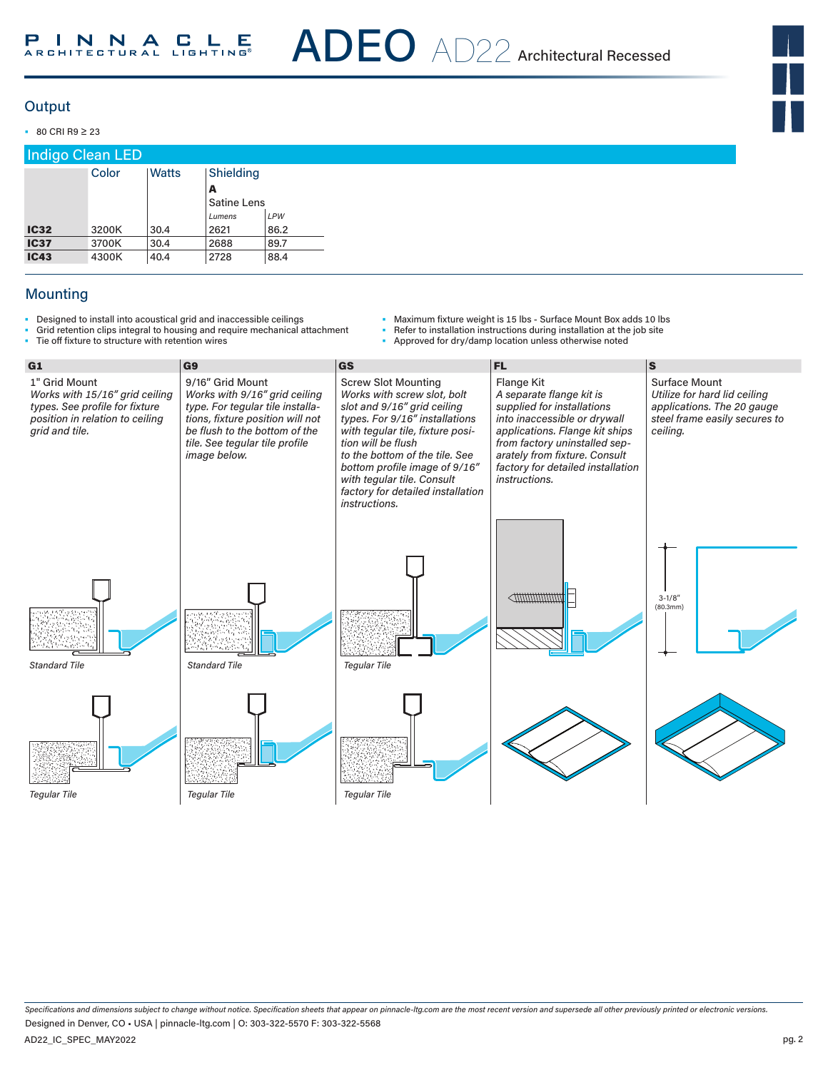# ADEO AD22 Architectural Recessed

## Output

- 80 CRI R9 ≥ 23

### Indigo Clean LED

| | Color | Watts | Shielding | |
|---|---|---|---|---|
| | | | **A** | |
| | | | Satine Lens | |
| | | | *Lumens* | *LPW* |
| **IC32** | 3200K | 30.4 | 2621 | 86.2 |
| **IC37** | 3700K | 30.4 | 2688 | 89.7 |
| **IC43** | 4300K | 40.4 | 2728 | 88.4 |

## Mounting

- Designed to install into acoustical grid and inaccessible ceilings
- Grid retention clips integral to housing and require mechanical attachment
- Tie off fixture to structure with retention wires
- Maximum fixture weight is 15 lbs - Surface Mount Box adds 10 lbs
- Refer to installation instructions during installation at the job site
- Approved for dry/damp location unless otherwise noted

**G1**

1" Grid Mount

*Works with 15/16" grid ceiling types. See profile for fixture position in relation to ceiling grid and tile.*

*Standard Tile*

*Tegular Tile*

**G9**

9/16" Grid Mount

*Works with 9/16" grid ceiling type. For tegular tile installations, fixture position will not be flush to the bottom of the tile. See tegular tile profile image below.*

*Standard Tile*

*Tegular Tile*

**GS**

Screw Slot Mounting

*Works with screw slot, bolt slot and 9/16" grid ceiling types. For 9/16" installations with tegular tile, fixture position will be flush to the bottom of the tile. See bottom profile image of 9/16" with tegular tile. Consult factory for detailed installation instructions.*

*Tegular Tile*

*Tegular Tile*

**FL**

Flange Kit

*A separate flange kit is supplied for installations into inaccessible or drywall applications. Flange kit ships from factory uninstalled separately from fixture. Consult factory for detailed installation instructions.*

**S**

Surface Mount

*Utilize for hard lid ceiling applications. The 20 gauge steel frame easily secures to ceiling.*

3-1/8" (80.3mm)

*Specifications and dimensions subject to change without notice. Specification sheets that appear on pinnacle-ltg.com are the most recent version and supersede all other previously printed or electronic versions.*

Designed in Denver, CO • USA | pinnacle-ltg.com | O: 303-322-5570 F: 303-322-5568

AD22_IC_SPEC_MAY2022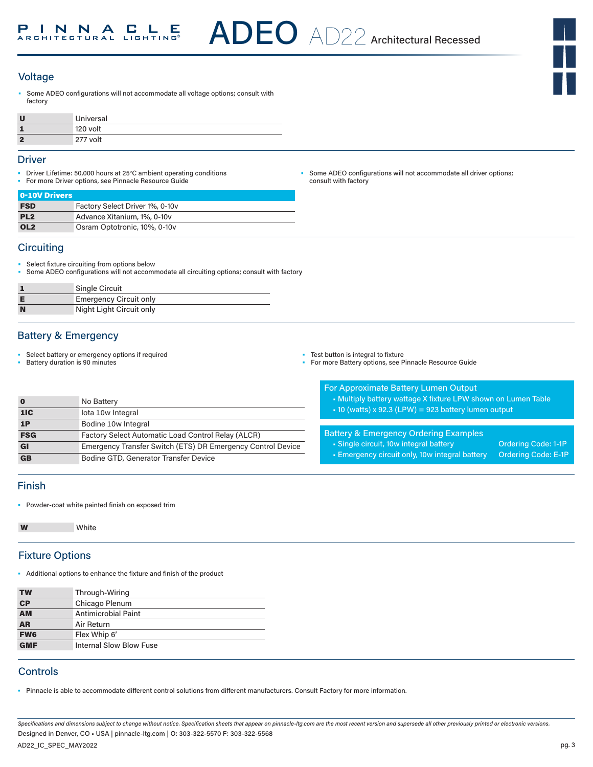## Voltage

- Some ADEO configurations will not accommodate all voltage options; consult with factory

| | |
|---|---|
| **U** | Universal |
| **1** | 120 volt |
| **2** | 277 volt |

## Driver

- Driver Lifetime: 50,000 hours at 25°C ambient operating conditions
- For more Driver options, see Pinnacle Resource Guide
- Some ADEO configurations will not accommodate all driver options; consult with factory

| **0-10V Drivers** | |
|---|---|
| **FSD** | Factory Select Driver 1%, 0-10v |
| **PL2** | Advance Xitanium, 1%, 0-10v |
| **OL2** | Osram Optotronic, 10%, 0-10v |

## Circuiting

- Select fixture circuiting from options below
- Some ADEO configurations will not accommodate all circuiting options; consult with factory

| | |
|---|---|
| **1** | Single Circuit |
| **E** | Emergency Circuit only |
| **N** | Night Light Circuit only |

## Battery & Emergency

- Select battery or emergency options if required
- Battery duration is 90 minutes
- Test button is integral to fixture
- For more Battery options, see Pinnacle Resource Guide

| | |
|---|---|
| **0** | No Battery |
| **1IC** | Iota 10w Integral |
| **1P** | Bodine 10w Integral |
| **FSG** | Factory Select Automatic Load Control Relay (ALCR) |
| **GI** | Emergency Transfer Switch (ETS) DR Emergency Control Device |
| **GB** | Bodine GTD, Generator Transfer Device |

**For Approximate Battery Lumen Output**

- Multiply battery wattage X fixture LPW shown on Lumen Table
- 10 (watts) x 92.3 (LPW) = 923 battery lumen output

**Battery & Emergency Ordering Examples**

| | |
|---|---|
| Single circuit, 10w integral battery | Ordering Code: 1-1P |
| Emergency circuit only, 10w integral battery | Ordering Code: E-1P |

## Finish

- Powder-coat white painted finish on exposed trim

| | |
|---|---|
| **W** | White |

## Fixture Options

- Additional options to enhance the fixture and finish of the product

| | |
|---|---|
| **TW** | Through-Wiring |
| **CP** | Chicago Plenum |
| **AM** | Antimicrobial Paint |
| **AR** | Air Return |
| **FW6** | Flex Whip 6' |
| **GMF** | Internal Slow Blow Fuse |

## Controls

- Pinnacle is able to accommodate different control solutions from different manufacturers. Consult Factory for more information.

*Specifications and dimensions subject to change without notice. Specification sheets that appear on pinnacle-ltg.com are the most recent version and supersede all other previously printed or electronic versions.*

Designed in Denver, CO • USA | pinnacle-ltg.com | O: 303-322-5570 F: 303-322-5568

AD22_IC_SPEC_MAY2022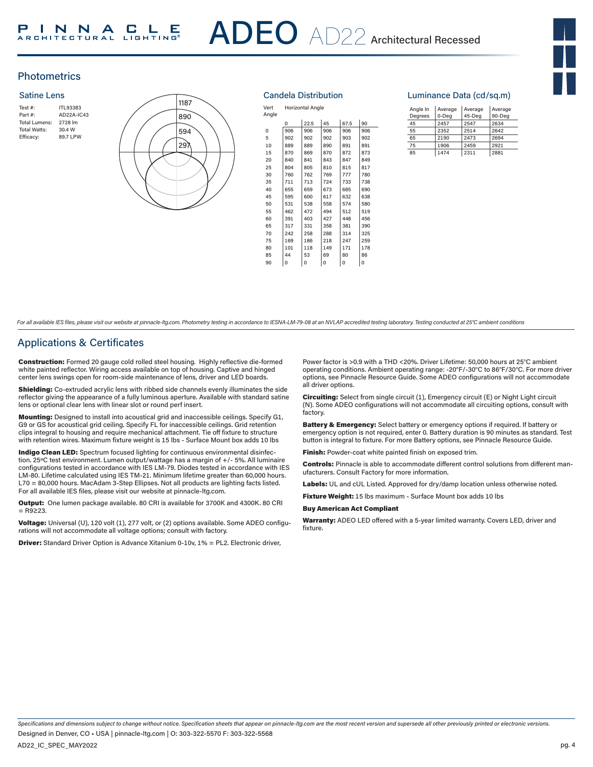# ADEO AD22 Architectural Recessed

## Photometrics

### Satine Lens

Test #: ITL93383
Part #: AD22A-IC43
Total Lumens: 2728 lm
Total Watts: 30.4 W
Efficacy: 89.7 LPW

1187
890
594
297

### Candela Distribution

| Vert Angle | Horizontal Angle | | | | |
|---|---|---|---|---|---|
| | 0 | 22.5 | 45 | 67.5 | 90 |
| 0 | 906 | 906 | 906 | 906 | 906 |
| 5 | 902 | 902 | 902 | 903 | 902 |
| 10 | 889 | 889 | 890 | 891 | 891 |
| 15 | 870 | 869 | 870 | 872 | 873 |
| 20 | 840 | 841 | 843 | 847 | 849 |
| 25 | 804 | 805 | 810 | 815 | 817 |
| 30 | 760 | 762 | 769 | 777 | 780 |
| 35 | 711 | 713 | 724 | 733 | 738 |
| 40 | 655 | 659 | 673 | 685 | 690 |
| 45 | 595 | 600 | 617 | 632 | 638 |
| 50 | 531 | 538 | 558 | 574 | 580 |
| 55 | 462 | 472 | 494 | 512 | 519 |
| 60 | 391 | 403 | 427 | 448 | 456 |
| 65 | 317 | 331 | 358 | 381 | 390 |
| 70 | 242 | 258 | 288 | 314 | 325 |
| 75 | 169 | 186 | 218 | 247 | 259 |
| 80 | 101 | 118 | 149 | 171 | 178 |
| 85 | 44 | 53 | 69 | 80 | 86 |
| 90 | 0 | 0 | 0 | 0 | 0 |

### Luminance Data (cd/sq.m)

| Angle In Degrees | Average 0-Deg | Average 45-Deg | Average 90-Deg |
|---|---|---|---|
| 45 | 2457 | 2547 | 2634 |
| 55 | 2352 | 2514 | 2642 |
| 65 | 2190 | 2473 | 2694 |
| 75 | 1906 | 2459 | 2921 |
| 85 | 1474 | 2311 | 2881 |

*For all available IES files, please visit our website at pinnacle-ltg.com. Photometry testing in accordance to IESNA-LM-79-08 at an NVLAP accredited testing laboratory. Testing conducted at 25°C ambient conditions*

## Applications & Certificates

**Construction:** Formed 20 gauge cold rolled steel housing. Highly reflective die-formed white painted reflector. Wiring access available on top of housing. Captive and hinged center lens swings open for room-side maintenance of lens, driver and LED boards.

**Shielding:** Co-extruded acrylic lens with ribbed side channels evenly illuminates the side reflector giving the appearance of a fully luminous aperture. Available with standard satine lens or optional clear lens with linear slot or round perf insert.

**Mounting:** Designed to install into acoustical grid and inaccessible ceilings. Specify G1, G9 or GS for acoustical grid ceiling. Specify FL for inaccessible ceilings. Grid retention clips integral to housing and require mechanical attachment. Tie off fixture to structure with retention wires. Maximum fixture weight is 15 lbs - Surface Mount box adds 10 lbs

**Indigo Clean LED:** Spectrum focused lighting for continuous environmental disinfection. 25ºC test environment. Lumen output/wattage has a margin of +/- 5%. All luminaire configurations tested in accordance with IES LM-79. Diodes tested in accordance with IES LM-80. Lifetime calculated using IES TM-21. Minimum lifetime greater than 60,000 hours. L70 = 80,000 hours. MacAdam 3-Step Ellipses. Not all products are lighting facts listed. For all available IES files, please visit our website at pinnacle-ltg.com.

**Output:** One lumen package available. 80 CRI is available for 3700K and 4300K. 80 CRI = R9≥23.

**Voltage:** Universal (U), 120 volt (1), 277 volt, or (2) options available. Some ADEO configurations will not accommodate all voltage options; consult with factory.

**Driver:** Standard Driver Option is Advance Xitanium 0-10v, 1% = PL2. Electronic driver, Power factor is >0.9 with a THD <20%. Driver Lifetime: 50,000 hours at 25°C ambient operating conditions. Ambient operating range: -20°F/-30°C to 86°F/30°C. For more driver options, see Pinnacle Resource Guide. Some ADEO configurations will not accommodate all driver options.

**Circuiting:** Select from single circuit (1), Emergency circuit (E) or Night Light circuit (N). Some ADEO configurations will not accommodate all circuiting options, consult with factory.

**Battery & Emergency:** Select battery or emergency options if required. If battery or emergency option is not required, enter 0. Battery duration is 90 minutes as standard. Test button is integral to fixture. For more Battery options, see Pinnacle Resource Guide.

**Finish:** Powder-coat white painted finish on exposed trim.

**Controls:** Pinnacle is able to accommodate different control solutions from different manufacturers. Consult Factory for more information.

**Labels:** UL and cUL Listed. Approved for dry/damp location unless otherwise noted.

**Fixture Weight:** 15 lbs maximum - Surface Mount box adds 10 lbs

**Buy American Act Compliant**

**Warranty:** ADEO LED offered with a 5-year limited warranty. Covers LED, driver and fixture.

*Specifications and dimensions subject to change without notice. Specification sheets that appear on pinnacle-ltg.com are the most recent version and supersede all other previously printed or electronic versions.*

Designed in Denver, CO • USA | pinnacle-ltg.com | O: 303-322-5570 F: 303-322-5568

AD22_IC_SPEC_MAY2022